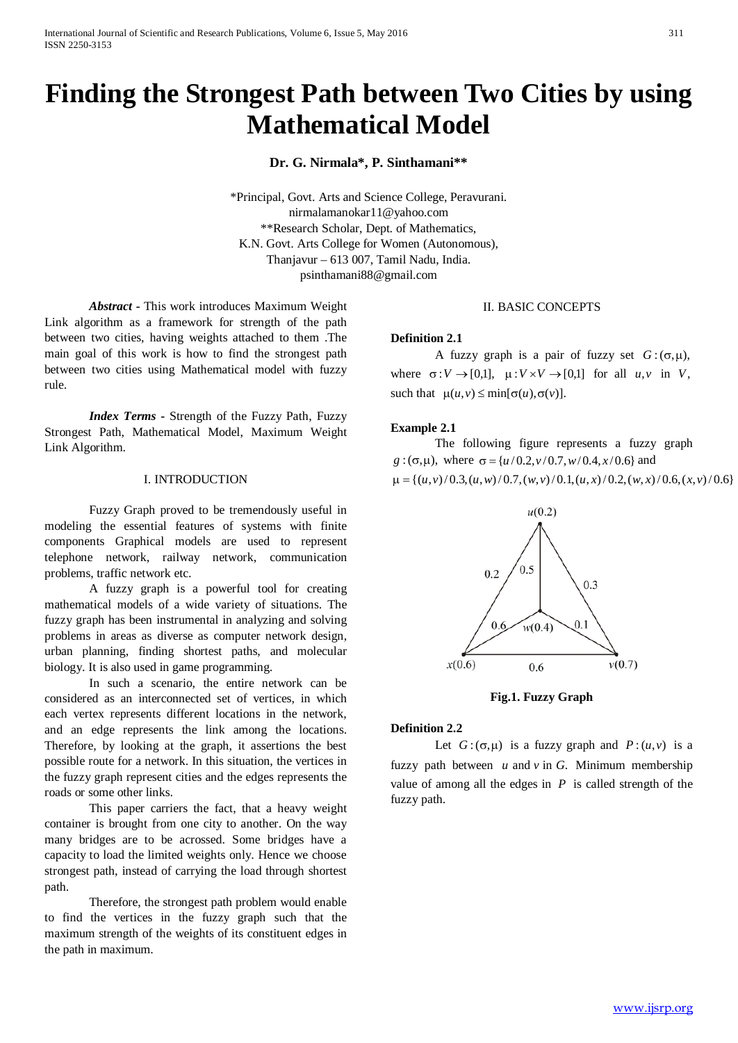# Finding the Strongest Path between Two Cities by using Mathematical Model

**Dr. G. Nirmala\*, P. Sinthamani\*\***

\*Principal, Govt. Arts and Science College, Peravurani.
nirmalamanokar11@yahoo.com
\*\*Research Scholar, Dept. of Mathematics,
K.N. Govt. Arts College for Women (Autonomous),
Thanjavur – 613 007, Tamil Nadu, India.
psinthamani88@gmail.com

***Abstract*** - This work introduces Maximum Weight Link algorithm as a framework for strength of the path between two cities, having weights attached to them .The main goal of this work is how to find the strongest path between two cities using Mathematical model with fuzzy rule.

***Index Terms*** - Strength of the Fuzzy Path, Fuzzy Strongest Path, Mathematical Model, Maximum Weight Link Algorithm.

## I. INTRODUCTION

Fuzzy Graph proved to be tremendously useful in modeling the essential features of systems with finite components Graphical models are used to represent telephone network, railway network, communication problems, traffic network etc.

A fuzzy graph is a powerful tool for creating mathematical models of a wide variety of situations. The fuzzy graph has been instrumental in analyzing and solving problems in areas as diverse as computer network design, urban planning, finding shortest paths, and molecular biology. It is also used in game programming.

In such a scenario, the entire network can be considered as an interconnected set of vertices, in which each vertex represents different locations in the network, and an edge represents the link among the locations. Therefore, by looking at the graph, it assertions the best possible route for a network. In this situation, the vertices in the fuzzy graph represent cities and the edges represents the roads or some other links.

This paper carriers the fact, that a heavy weight container is brought from one city to another. On the way many bridges are to be acrossed. Some bridges have a capacity to load the limited weights only. Hence we choose strongest path, instead of carrying the load through shortest path.

Therefore, the strongest path problem would enable to find the vertices in the fuzzy graph such that the maximum strength of the weights of its constituent edges in the path in maximum.

## II. BASIC CONCEPTS

**Definition 2.1**

A fuzzy graph is a pair of fuzzy set $G:(\sigma,\mu)$, where $\sigma: V \rightarrow [0,1]$, $\mu: V \times V \rightarrow [0,1]$ for all $u,v$ in $V$, such that $\mu(u,v) \leq \min[\sigma(u),\sigma(v)]$.

**Example 2.1**

The following figure represents a fuzzy graph $g:(\sigma,\mu)$, where $\sigma = \{u/0.2, v/0.7, w/0.4, x/0.6\}$ and $\mu = \{(u,v)/0.3, (u,w)/0.7, (w,v)/0.1, (u,x)/0.2, (w,x)/0.6, (x,v)/0.6\}$

**Fig.1. Fuzzy Graph**

**Definition 2.2**

Let $G:(\sigma,\mu)$ is a fuzzy graph and $P:(u,v)$ is a fuzzy path between $u$ and $v$ in $G$. Minimum membership value of among all the edges in $P$ is called strength of the fuzzy path.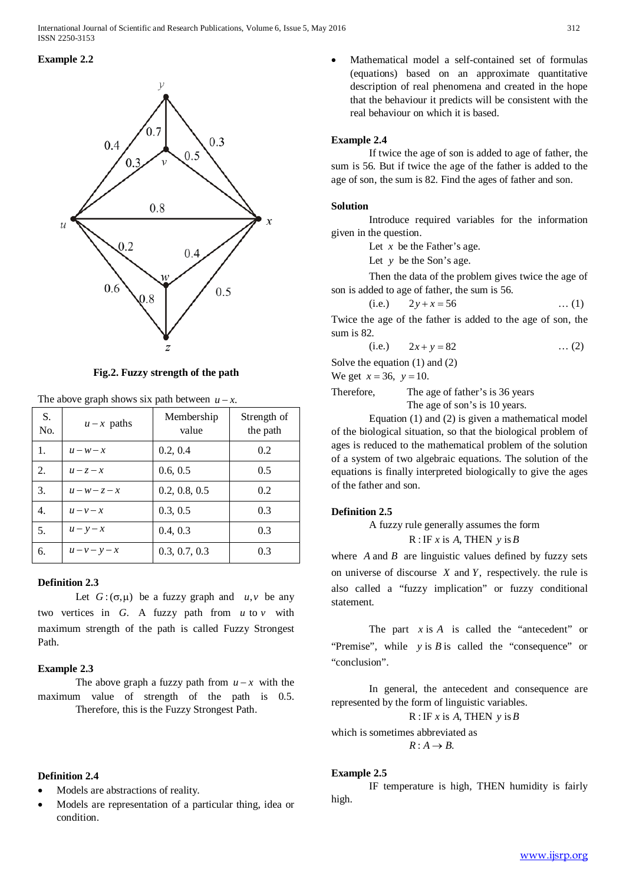**Example 2.2**

**Fig.2. Fuzzy strength of the path**

The above graph shows six path between $u-x$.

| S. No. | $u-x$ paths | Membership value | Strength of the path |
|---|---|---|---|
| 1. | $u-w-x$ | 0.2, 0.4 | 0.2 |
| 2. | $u-z-x$ | 0.6, 0.5 | 0.5 |
| 3. | $u-w-z-x$ | 0.2, 0.8, 0.5 | 0.2 |
| 4. | $u-v-x$ | 0.3, 0.5 | 0.3 |
| 5. | $u-y-x$ | 0.4, 0.3 | 0.3 |
| 6. | $u-v-y-x$ | 0.3, 0.7, 0.3 | 0.3 |

**Definition 2.3**

Let $G:(\sigma,\mu)$ be a fuzzy graph and $u,v$ be any two vertices in $G$. A fuzzy path from $u$ to $v$ with maximum strength of the path is called Fuzzy Strongest Path.

**Example 2.3**

The above graph a fuzzy path from $u-x$ with the maximum value of strength of the path is 0.5. Therefore, this is the Fuzzy Strongest Path.

**Definition 2.4**

- Models are abstractions of reality.
- Models are representation of a particular thing, idea or condition.
- Mathematical model a self-contained set of formulas (equations) based on an approximate quantitative description of real phenomena and created in the hope that the behaviour it predicts will be consistent with the real behaviour on which it is based.

**Example 2.4**

If twice the age of son is added to age of father, the sum is 56. But if twice the age of the father is added to the age of son, the sum is 82. Find the ages of father and son.

**Solution**

Introduce required variables for the information given in the question.

Let $x$ be the Father's age.

Let $y$ be the Son's age.

Then the data of the problem gives twice the age of son is added to age of father, the sum is 56.

(i.e.) $\quad 2y+x=56 \quad \ldots (1)$

Twice the age of the father is added to the age of son, the sum is 82.

(i.e.) $\quad 2x+y=82 \quad \ldots (2)$

Solve the equation (1) and (2)

We get $x=36,\ y=10$.

Therefore, The age of father's is 36 years

The age of son's is 10 years.

Equation (1) and (2) is given a mathematical model of the biological situation, so that the biological problem of ages is reduced to the mathematical problem of the solution of a system of two algebraic equations. The solution of the equations is finally interpreted biologically to give the ages of the father and son.

**Definition 2.5**

A fuzzy rule generally assumes the form

$$R: \text{IF } x \text{ is } A, \text{ THEN } y \text{ is } B$$

where $A$ and $B$ are linguistic values defined by fuzzy sets on universe of discourse $X$ and $Y$, respectively. the rule is also called a "fuzzy implication" or fuzzy conditional statement.

The part $x$ is $A$ is called the "antecedent" or "Premise", while $y$ is $B$ is called the "consequence" or "conclusion".

In general, the antecedent and consequence are represented by the form of linguistic variables.

$$R: \text{IF } x \text{ is } A, \text{ THEN } y \text{ is } B$$

which is sometimes abbreviated as

$$R: A \rightarrow B.$$

**Example 2.5**

IF temperature is high, THEN humidity is fairly high.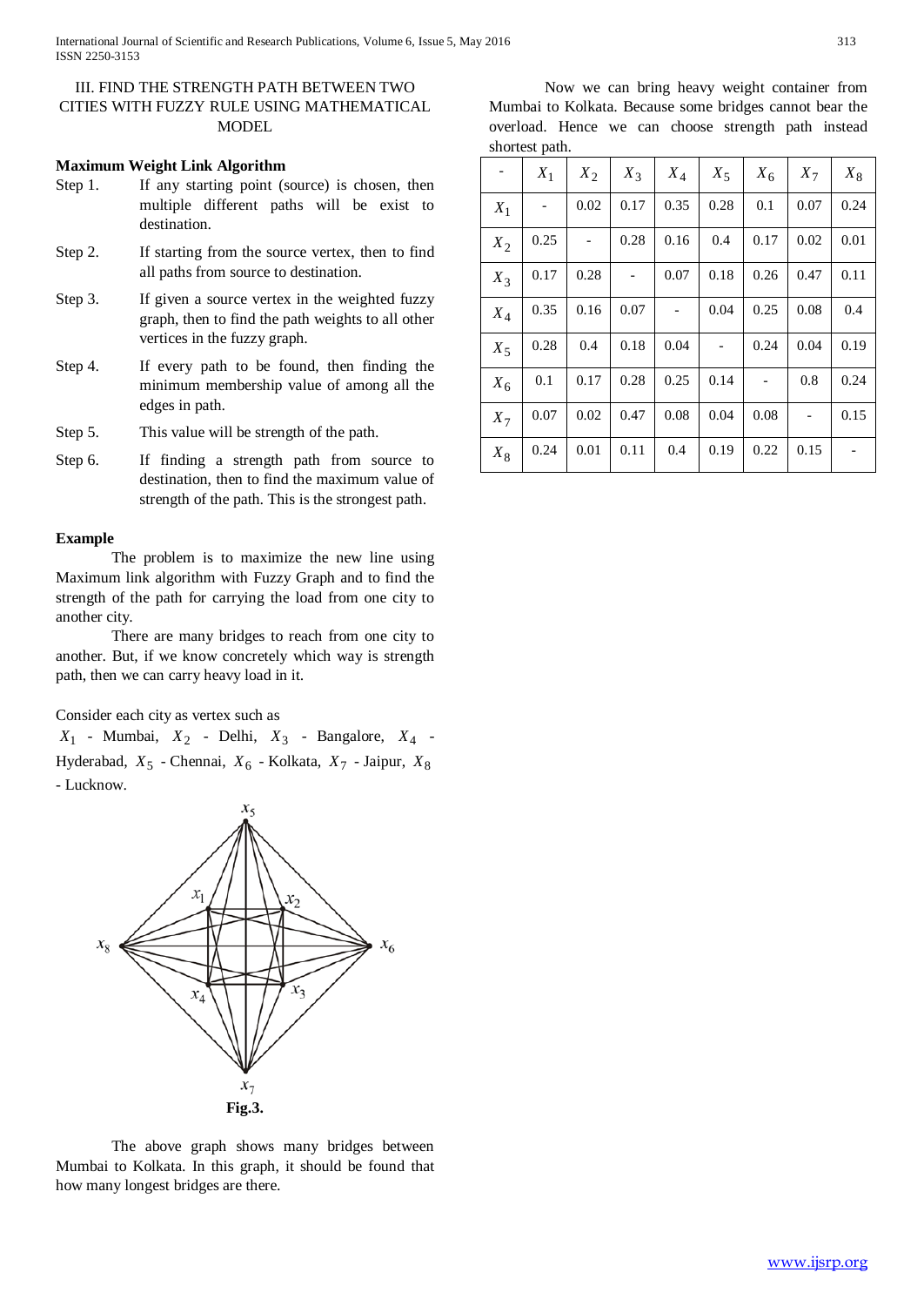## III. FIND THE STRENGTH PATH BETWEEN TWO CITIES WITH FUZZY RULE USING MATHEMATICAL MODEL

**Maximum Weight Link Algorithm**

Step 1. If any starting point (source) is chosen, then multiple different paths will be exist to destination.

Step 2. If starting from the source vertex, then to find all paths from source to destination.

Step 3. If given a source vertex in the weighted fuzzy graph, then to find the path weights to all other vertices in the fuzzy graph.

Step 4. If every path to be found, then finding the minimum membership value of among all the edges in path.

Step 5. This value will be strength of the path.

Step 6. If finding a strength path from source to destination, then to find the maximum value of strength of the path. This is the strongest path.

**Example**

The problem is to maximize the new line using Maximum link algorithm with Fuzzy Graph and to find the strength of the path for carrying the load from one city to another city.

There are many bridges to reach from one city to another. But, if we know concretely which way is strength path, then we can carry heavy load in it.

Consider each city as vertex such as

$X_1$ - Mumbai, $X_2$ - Delhi, $X_3$ - Bangalore, $X_4$ - Hyderabad, $X_5$ - Chennai, $X_6$ - Kolkata, $X_7$ - Jaipur, $X_8$ - Lucknow.

**Fig.3.**

The above graph shows many bridges between Mumbai to Kolkata. In this graph, it should be found that how many longest bridges are there.

Now we can bring heavy weight container from Mumbai to Kolkata. Because some bridges cannot bear the overload. Hence we can choose strength path instead shortest path.

| - | $X_1$ | $X_2$ | $X_3$ | $X_4$ | $X_5$ | $X_6$ | $X_7$ | $X_8$ |
|---|---|---|---|---|---|---|---|---|
| $X_1$ | - | 0.02 | 0.17 | 0.35 | 0.28 | 0.1 | 0.07 | 0.24 |
| $X_2$ | 0.25 | - | 0.28 | 0.16 | 0.4 | 0.17 | 0.02 | 0.01 |
| $X_3$ | 0.17 | 0.28 | - | 0.07 | 0.18 | 0.26 | 0.47 | 0.11 |
| $X_4$ | 0.35 | 0.16 | 0.07 | - | 0.04 | 0.25 | 0.08 | 0.4 |
| $X_5$ | 0.28 | 0.4 | 0.18 | 0.04 | - | 0.24 | 0.04 | 0.19 |
| $X_6$ | 0.1 | 0.17 | 0.28 | 0.25 | 0.14 | - | 0.8 | 0.24 |
| $X_7$ | 0.07 | 0.02 | 0.47 | 0.08 | 0.04 | 0.08 | - | 0.15 |
| $X_8$ | 0.24 | 0.01 | 0.11 | 0.4 | 0.19 | 0.22 | 0.15 | - |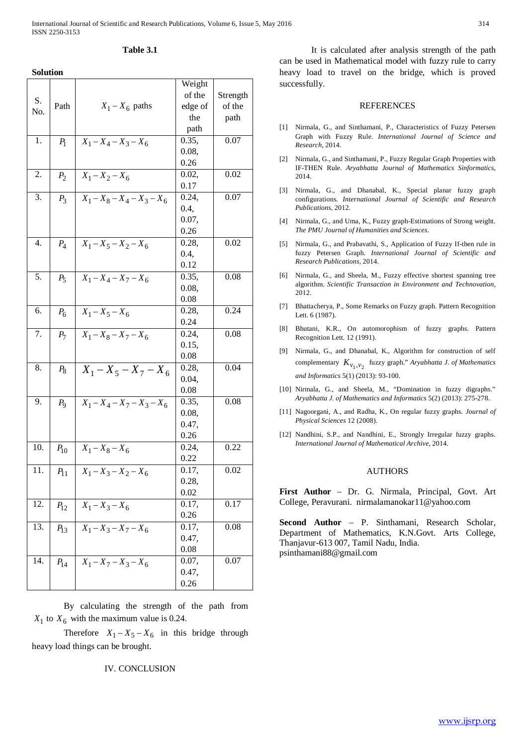**Table 3.1**

**Solution**

| S. No. | Path | $X_1 - X_6$ paths | Weight of the edge of the path | Strength of the path |
|---|---|---|---|---|
| 1. | $P_1$ | $X_1 - X_4 - X_3 - X_6$ | 0.35, 0.08, 0.26 | 0.07 |
| 2. | $P_2$ | $X_1 - X_2 - X_6$ | 0.02, 0.17 | 0.02 |
| 3. | $P_3$ | $X_1 - X_8 - X_4 - X_3 - X_6$ | 0.24, 0.4, 0.07, 0.26 | 0.07 |
| 4. | $P_4$ | $X_1 - X_5 - X_2 - X_6$ | 0.28, 0.4, 0.12 | 0.02 |
| 5. | $P_5$ | $X_1 - X_4 - X_7 - X_6$ | 0.35, 0.08, 0.08 | 0.08 |
| 6. | $P_6$ | $X_1 - X_5 - X_6$ | 0.28, 0.24 | 0.24 |
| 7. | $P_7$ | $X_1 - X_8 - X_7 - X_6$ | 0.24, 0.15, 0.08 | 0.08 |
| 8. | $P_8$ | $X_1 - X_5 - X_7 - X_6$ | 0.28, 0.04, 0.08 | 0.04 |
| 9. | $P_9$ | $X_1 - X_4 - X_7 - X_3 - X_6$ | 0.35, 0.08, 0.47, 0.26 | 0.08 |
| 10. | $P_{10}$ | $X_1 - X_8 - X_6$ | 0.24, 0.22 | 0.22 |
| 11. | $P_{11}$ | $X_1 - X_3 - X_2 - X_6$ | 0.17, 0.28, 0.02 | 0.02 |
| 12. | $P_{12}$ | $X_1 - X_3 - X_6$ | 0.17, 0.26 | 0.17 |
| 13. | $P_{13}$ | $X_1 - X_3 - X_7 - X_6$ | 0.17, 0.47, 0.08 | 0.08 |
| 14. | $P_{14}$ | $X_1 - X_7 - X_3 - X_6$ | 0.07, 0.47, 0.26 | 0.07 |

By calculating the strength of the path from $X_1$ to $X_6$ with the maximum value is 0.24.

Therefore $X_1 - X_5 - X_6$ in this bridge through heavy load things can be brought.

## IV. CONCLUSION

It is calculated after analysis strength of the path can be used in Mathematical model with fuzzy rule to carry heavy load to travel on the bridge, which is proved successfully.

## REFERENCES

[1] Nirmala, G., and Sinthamani, P., Characteristics of Fuzzy Petersen Graph with Fuzzy Rule. *International Journal of Science and Research*, 2014.

[2] Nirmala, G., and Sinthamani, P., Fuzzy Regular Graph Properties with IF-THEN Rule. *Aryabhatta Journal of Mathematics Sinformatics*, 2014.

[3] Nirmala, G., and Dhanabal, K., Special planar fuzzy graph configurations. *International Journal of Scientific and Research Publications*, 2012.

[4] Nirmala, G., and Uma, K., Fuzzy graph-Estimations of Strong weight. *The PMU Journal of Humanities and Sciences*.

[5] Nirmala, G., and Prabavathi, S., Application of Fuzzy If-then rule in fuzzy Petersen Graph. *International Journal of Scientific and Research Publications*, 2014.

[6] Nirmala, G., and Sheela, M., Fuzzy effective shortest spanning tree algorithm. *Scientific Transaction in Environment and Technovation*, 2012.

[7] Bhattacherya, P., Some Remarks on Fuzzy graph. Pattern Recognition Lett. 6 (1987).

[8] Bhutani, K.R., On automorophism of fuzzy graphs. Pattern Recognition Lett. 12 (1991).

[9] Nirmala, G., and Dhanabal, K., Algorithm for construction of self complementary $K_{v_1,v_2}$ fuzzy graph." *Aryabhatta J. of Mathematics and Informatics* 5(1) (2013): 93-100.

[10] Nirmala, G., and Sheela, M., "Domination in fuzzy digraphs." *Aryabhatta J. of Mathematics and Informatics* 5(2) (2013): 275-278.

[11] Nagoorgani, A., and Radha, K., On regular fuzzy graphs. *Journal of Physical Sciences* 12 (2008).

[12] Nandhini, S.P., and Nandhini, E., Strongly Irregular fuzzy graphs. *International Journal of Mathematical Archive*, 2014.

## AUTHORS

**First Author** – Dr. G. Nirmala, Principal, Govt. Art College, Peravurani. nirmalamanokar11@yahoo.com

**Second Author** – P. Sinthamani, Research Scholar, Department of Mathematics, K.N.Govt. Arts College, Thanjavur-613 007, Tamil Nadu, India. psinthamani88@gmail.com